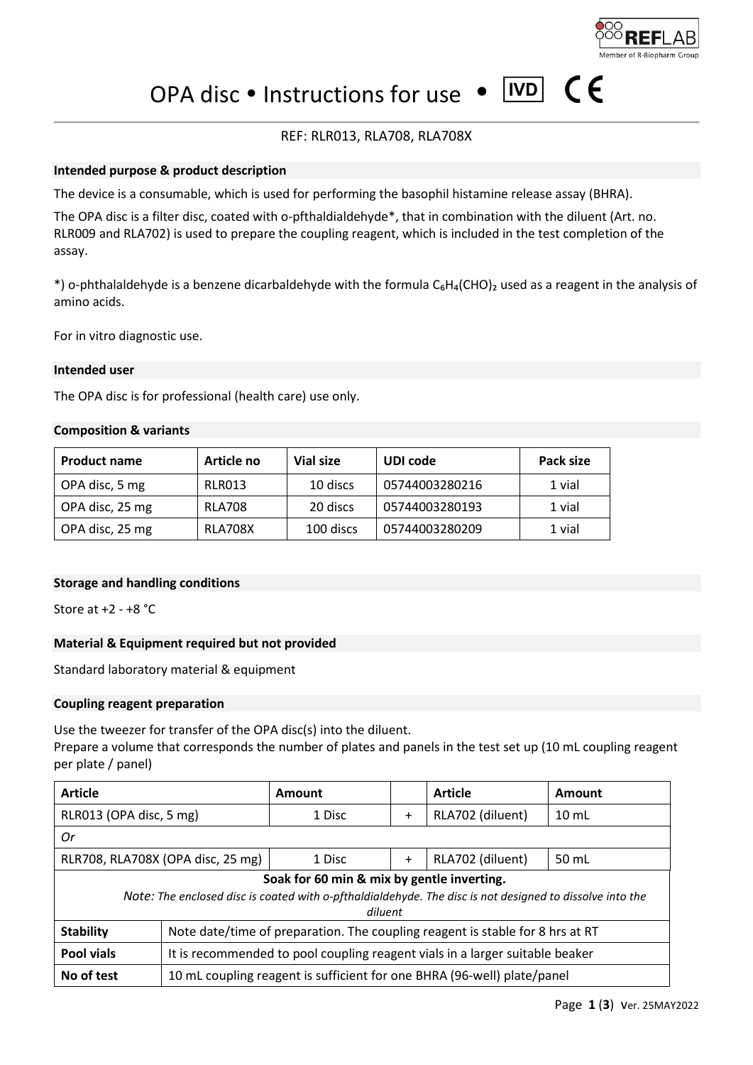# OPA disc • Instructions for use • IVD CE

REF: RLR013, RLA708, RLA708X

## Intended purpose & product description

The device is a consumable, which is used for performing the basophil histamine release assay (BHRA).

The OPA disc is a filter disc, coated with o-pfthaldialdehyde*, that in combination with the diluent (Art. no. RLR009 and RLA702) is used to prepare the coupling reagent, which is included in the test completion of the assay.

*) o-phthalaldehyde is a benzene dicarbaldehyde with the formula $C_6H_4(CHO)_2$ used as a reagent in the analysis of amino acids.

For in vitro diagnostic use.

## Intended user

The OPA disc is for professional (health care) use only.

## Composition & variants

| Product name | Article no | Vial size | UDI code | Pack size |
|---|---|---|---|---|
| OPA disc, 5 mg | RLR013 | 10 discs | 05744003280216 | 1 vial |
| OPA disc, 25 mg | RLA708 | 20 discs | 05744003280193 | 1 vial |
| OPA disc, 25 mg | RLA708X | 100 discs | 05744003280209 | 1 vial |

## Storage and handling conditions

Store at +2 - +8 °C

## Material & Equipment required but not provided

Standard laboratory material & equipment

## Coupling reagent preparation

Use the tweezer for transfer of the OPA disc(s) into the diluent.
Prepare a volume that corresponds the number of plates and panels in the test set up (10 mL coupling reagent per plate / panel)

| Article | Amount | | Article | Amount |
|---|---|---|---|---|
| RLR013 (OPA disc, 5 mg) | 1 Disc | + | RLA702 (diluent) | 10 mL |
| *Or* | | | | |
| RLR708, RLA708X (OPA disc, 25 mg) | 1 Disc | + | RLA702 (diluent) | 50 mL |
| **Soak for 60 min & mix by gentle inverting.** *Note: The enclosed disc is coated with o-pfthaldialdehyde. The disc is not designed to dissolve into the diluent* | | | | |
| **Stability** | Note date/time of preparation. The coupling reagent is stable for 8 hrs at RT | | | |
| **Pool vials** | It is recommended to pool coupling reagent vials in a larger suitable beaker | | | |
| **No of test** | 10 mL coupling reagent is sufficient for one BHRA (96-well) plate/panel | | | |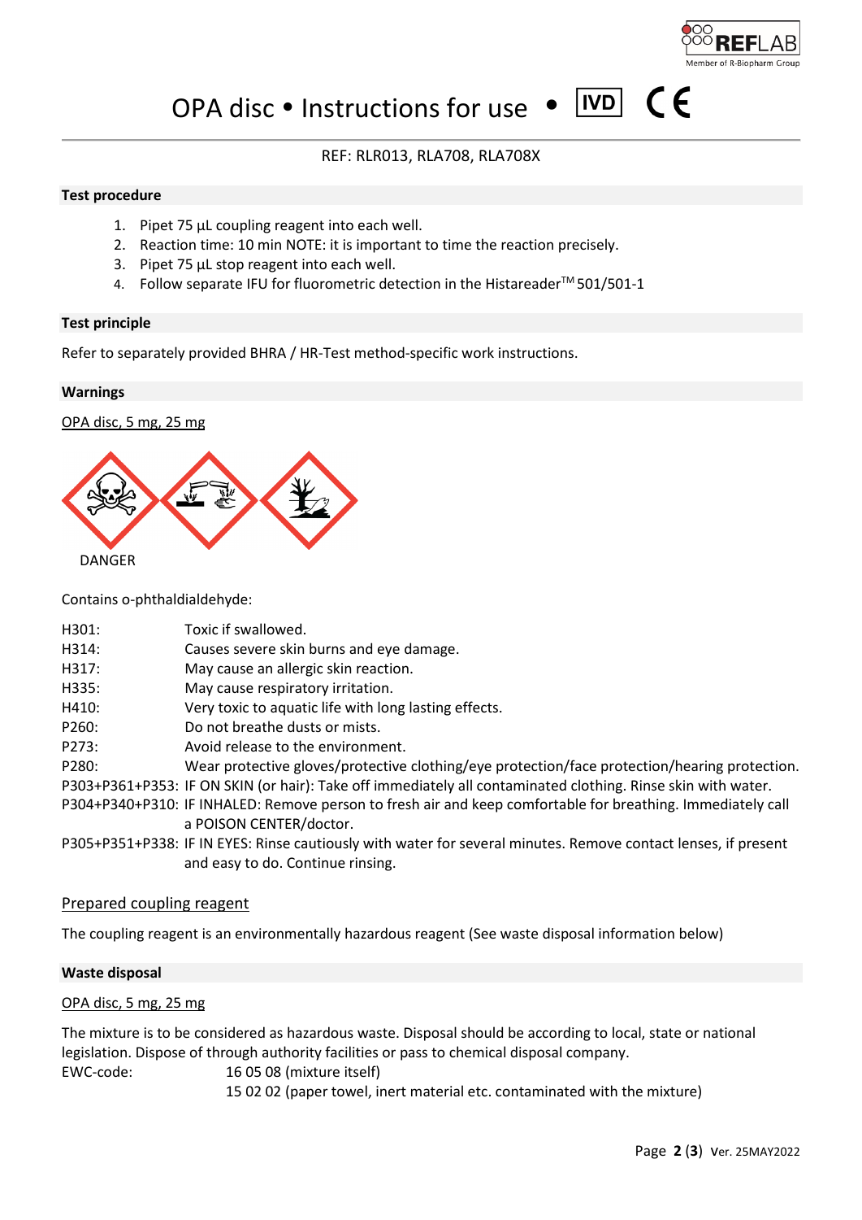# OPA disc • Instructions for use • IVD CE

REF: RLR013, RLA708, RLA708X

## Test procedure

1. Pipet 75 µL coupling reagent into each well.
2. Reaction time: 10 min NOTE: it is important to time the reaction precisely.
3. Pipet 75 µL stop reagent into each well.
4. Follow separate IFU for fluorometric detection in the Histareader™ 501/501-1

## Test principle

Refer to separately provided BHRA / HR-Test method-specific work instructions.

## Warnings

OPA disc, 5 mg, 25 mg

DANGER

Contains o-phthaldialdehyde:

| | |
|---|---|
| H301: | Toxic if swallowed. |
| H314: | Causes severe skin burns and eye damage. |
| H317: | May cause an allergic skin reaction. |
| H335: | May cause respiratory irritation. |
| H410: | Very toxic to aquatic life with long lasting effects. |
| P260: | Do not breathe dusts or mists. |
| P273: | Avoid release to the environment. |
| P280: | Wear protective gloves/protective clothing/eye protection/face protection/hearing protection. |
| P303+P361+P353: | IF ON SKIN (or hair): Take off immediately all contaminated clothing. Rinse skin with water. |
| P304+P340+P310: | IF INHALED: Remove person to fresh air and keep comfortable for breathing. Immediately call a POISON CENTER/doctor. |
| P305+P351+P338: | IF IN EYES: Rinse cautiously with water for several minutes. Remove contact lenses, if present and easy to do. Continue rinsing. |

Prepared coupling reagent

The coupling reagent is an environmentally hazardous reagent (See waste disposal information below)

## Waste disposal

OPA disc, 5 mg, 25 mg

The mixture is to be considered as hazardous waste. Disposal should be according to local, state or national legislation. Dispose of through authority facilities or pass to chemical disposal company.

EWC-code: 16 05 08 (mixture itself)
15 02 02 (paper towel, inert material etc. contaminated with the mixture)

Ver. 25MAY2022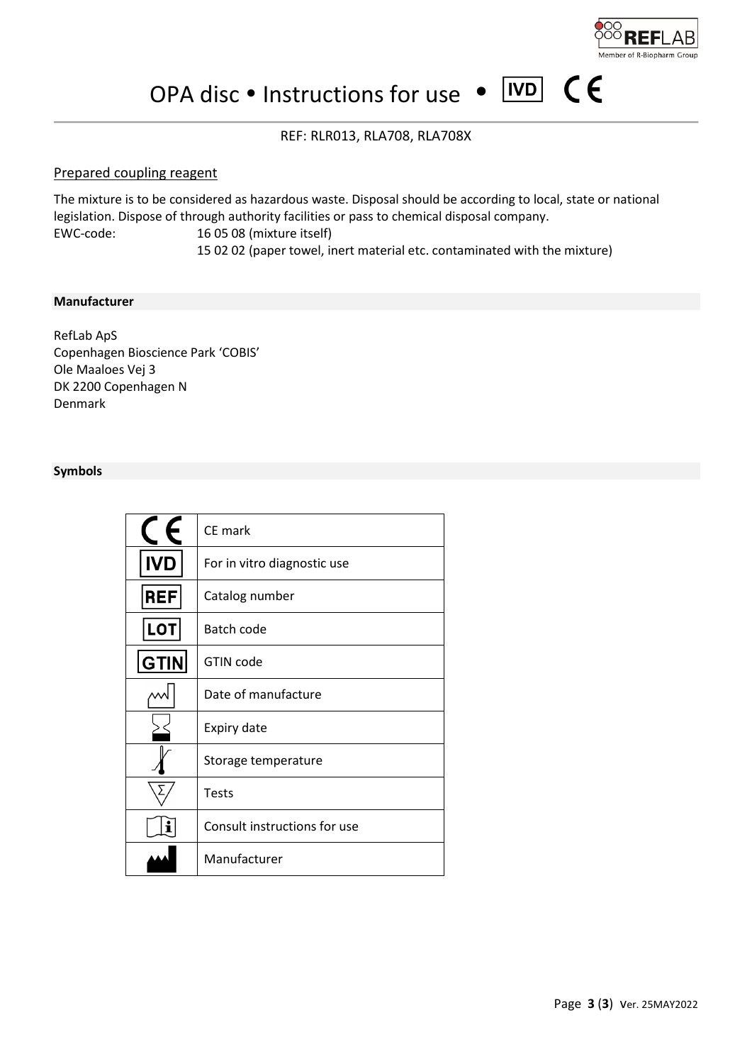# OPA disc • Instructions for use • IVD CE

REF: RLR013, RLA708, RLA708X

Prepared coupling reagent

The mixture is to be considered as hazardous waste. Disposal should be according to local, state or national legislation. Dispose of through authority facilities or pass to chemical disposal company.

EWC-code: 16 05 08 (mixture itself)
15 02 02 (paper towel, inert material etc. contaminated with the mixture)

**Manufacturer**

RefLab ApS
Copenhagen Bioscience Park 'COBIS'
Ole Maaloes Vej 3
DK 2200 Copenhagen N
Denmark

**Symbols**

| | |
|---|---|
| CE | CE mark |
| IVD | For in vitro diagnostic use |
| REF | Catalog number |
| LOT | Batch code |
| GTIN | GTIN code |
| | Date of manufacture |
| | Expiry date |
| | Storage temperature |
| Σ | Tests |
| i | Consult instructions for use |
| | Manufacturer |